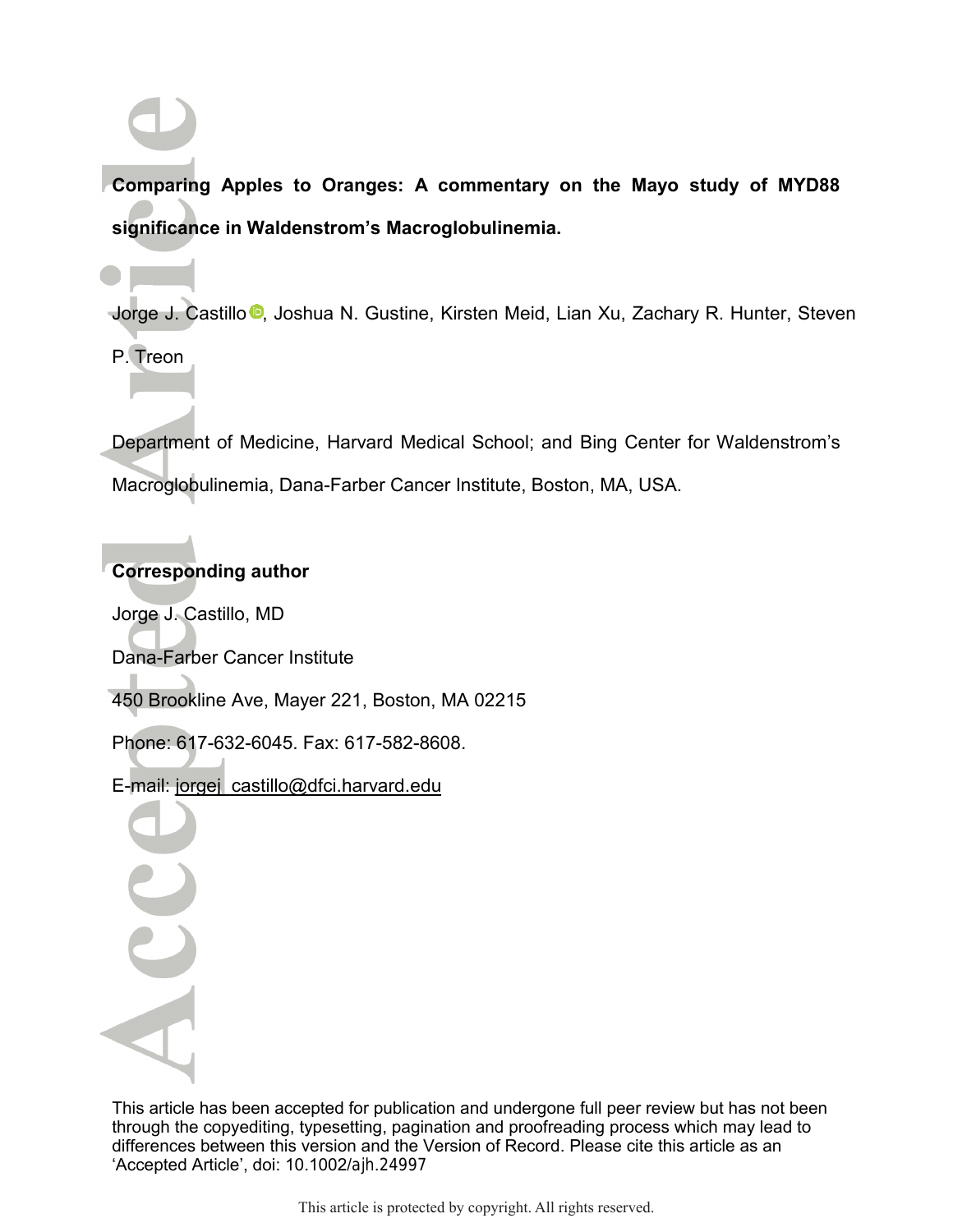**Comparing Apples to Oranges: A commentary on the Mayo study of MYD88 significance in Waldenstrom's Macroglobulinemia.**

Jorge J. Castillo, Joshua N. Gustine, Kirsten Meid, Lian Xu, Zachary R. Hunter, Steven P. Treon

Department of Medicine, Harvard Medical School; and Bing Center for Waldenstrom's Macroglobulinemia, Dana-Farber Cancer Institute, Boston, MA, USA.

**Corresponding author**

Jorge J. Castillo, MD

Dana-Farber Cancer Institute

450 Brookline Ave, Mayer 221, Boston, MA 02215

Phone: 617-632-6045. Fax: 617-582-8608.

E-mail: jorgej_castillo@dfci.harvard.edu

This article has been accepted for publication and undergone full peer review but has not been through the copyediting, typesetting, pagination and proofreading process which may lead to differences between this version and the Version of Record. Please cite this article as an 'Accepted Article', doi: 10.1002/ajh.24997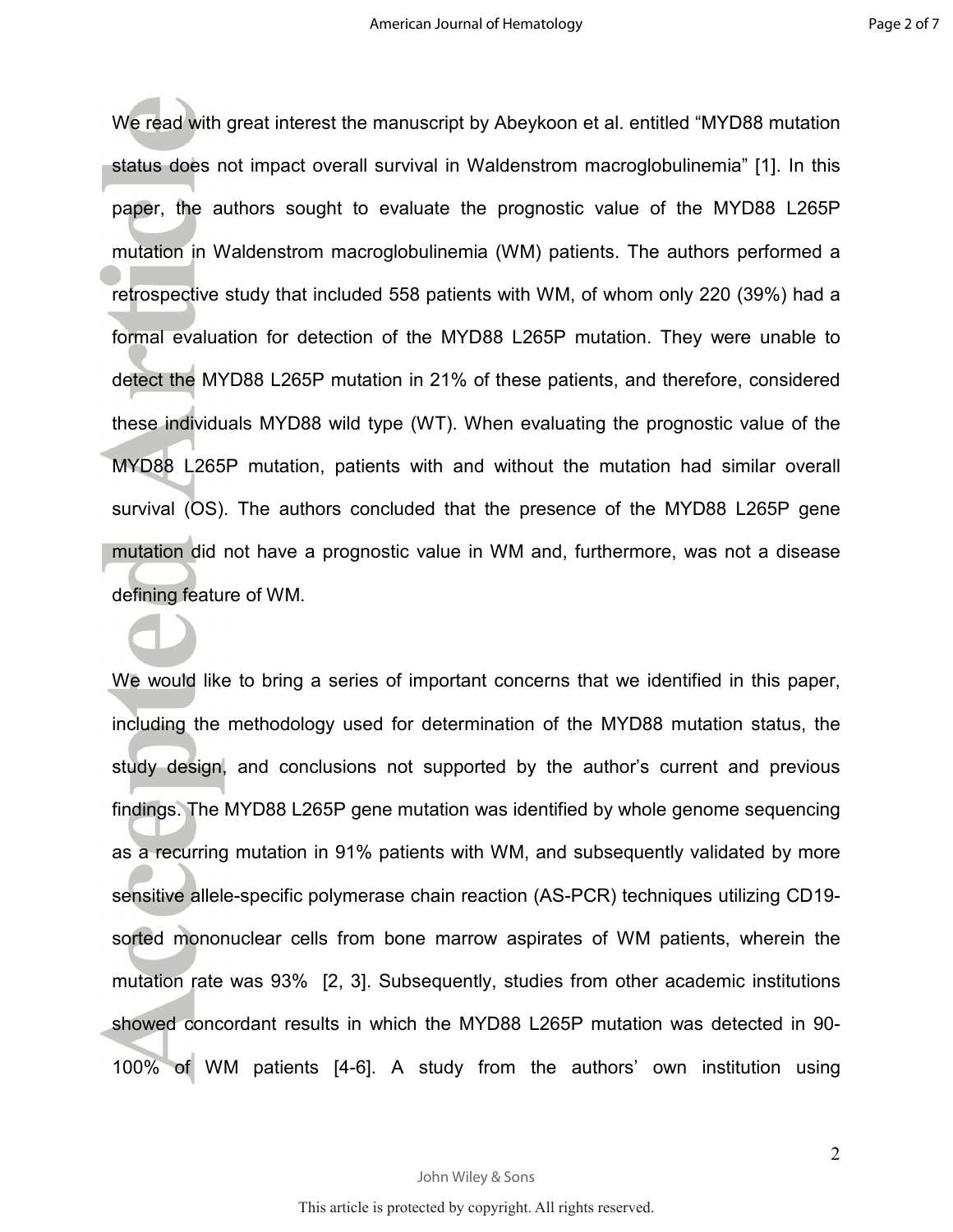We read with great interest the manuscript by Abeykoon et al. entitled "MYD88 mutation status does not impact overall survival in Waldenstrom macroglobulinemia" [1]. In this paper, the authors sought to evaluate the prognostic value of the MYD88 L265P mutation in Waldenstrom macroglobulinemia (WM) patients. The authors performed a retrospective study that included 558 patients with WM, of whom only 220 (39%) had a formal evaluation for detection of the MYD88 L265P mutation. They were unable to detect the MYD88 L265P mutation in 21% of these patients, and therefore, considered these individuals MYD88 wild type (WT). When evaluating the prognostic value of the MYD88 L265P mutation, patients with and without the mutation had similar overall survival (OS). The authors concluded that the presence of the MYD88 L265P gene mutation did not have a prognostic value in WM and, furthermore, was not a disease defining feature of WM.

We would like to bring a series of important concerns that we identified in this paper, including the methodology used for determination of the MYD88 mutation status, the study design, and conclusions not supported by the author's current and previous findings. The MYD88 L265P gene mutation was identified by whole genome sequencing as a recurring mutation in 91% patients with WM, and subsequently validated by more sensitive allele-specific polymerase chain reaction (AS-PCR) techniques utilizing CD19-sorted mononuclear cells from bone marrow aspirates of WM patients, wherein the mutation rate was 93% [2, 3]. Subsequently, studies from other academic institutions showed concordant results in which the MYD88 L265P mutation was detected in 90-100% of WM patients [4-6]. A study from the authors' own institution using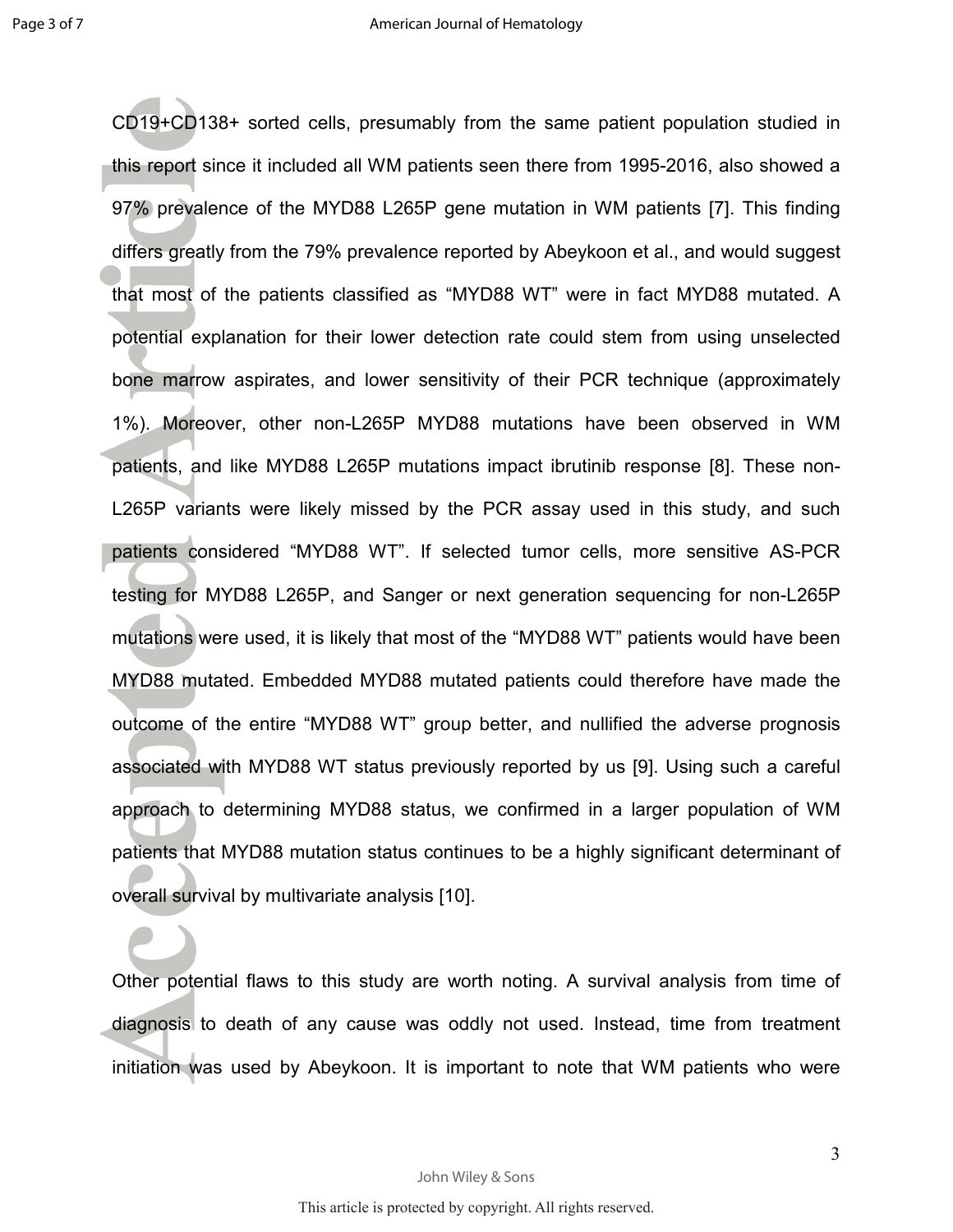CD19+CD138+ sorted cells, presumably from the same patient population studied in this report since it included all WM patients seen there from 1995-2016, also showed a 97% prevalence of the MYD88 L265P gene mutation in WM patients [7]. This finding differs greatly from the 79% prevalence reported by Abeykoon et al., and would suggest that most of the patients classified as "MYD88 WT" were in fact MYD88 mutated. A potential explanation for their lower detection rate could stem from using unselected bone marrow aspirates, and lower sensitivity of their PCR technique (approximately 1%). Moreover, other non-L265P MYD88 mutations have been observed in WM patients, and like MYD88 L265P mutations impact ibrutinib response [8]. These non-L265P variants were likely missed by the PCR assay used in this study, and such patients considered "MYD88 WT". If selected tumor cells, more sensitive AS-PCR testing for MYD88 L265P, and Sanger or next generation sequencing for non-L265P mutations were used, it is likely that most of the "MYD88 WT" patients would have been MYD88 mutated. Embedded MYD88 mutated patients could therefore have made the outcome of the entire "MYD88 WT" group better, and nullified the adverse prognosis associated with MYD88 WT status previously reported by us [9]. Using such a careful approach to determining MYD88 status, we confirmed in a larger population of WM patients that MYD88 mutation status continues to be a highly significant determinant of overall survival by multivariate analysis [10].

Other potential flaws to this study are worth noting. A survival analysis from time of diagnosis to death of any cause was oddly not used. Instead, time from treatment initiation was used by Abeykoon. It is important to note that WM patients who were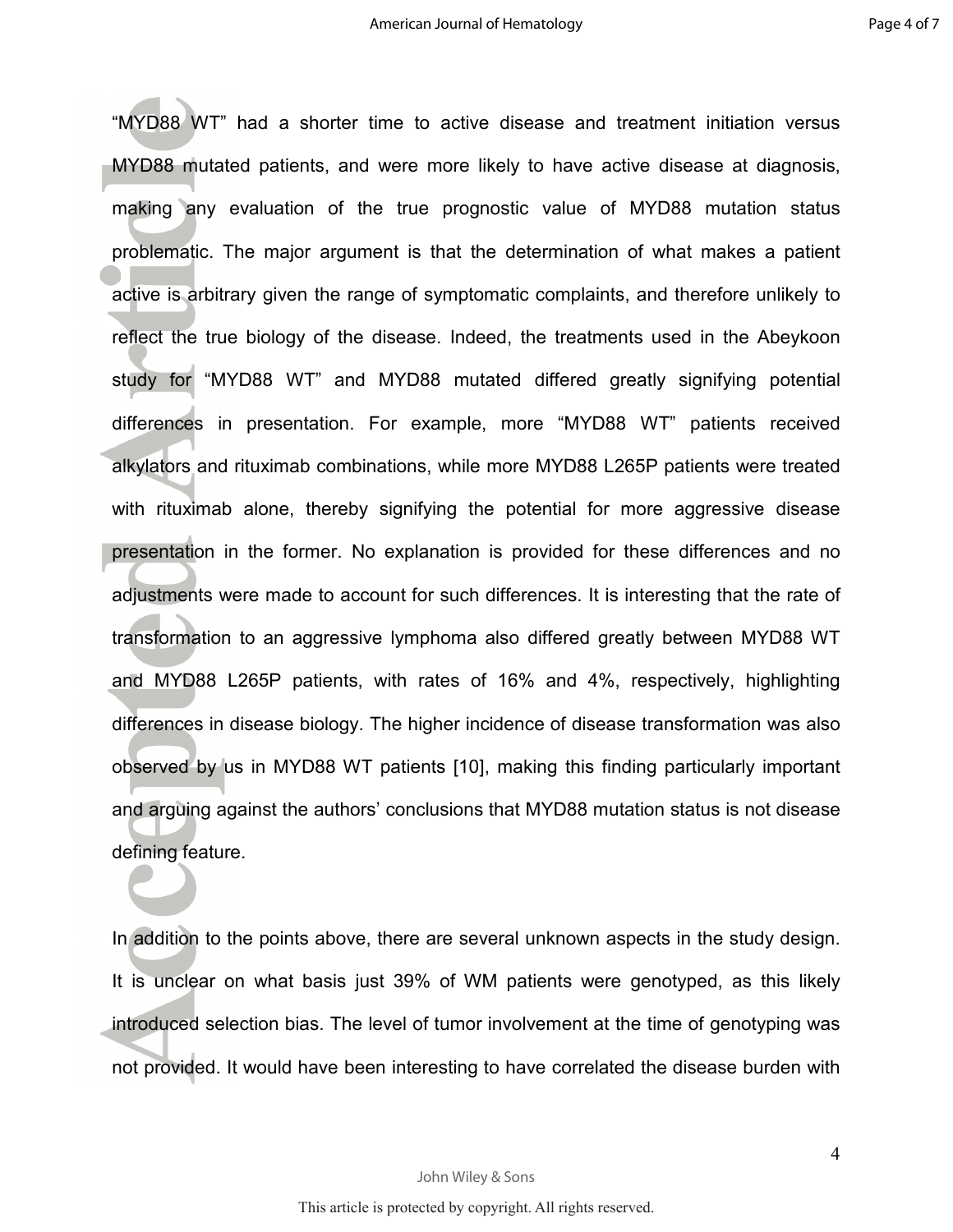"MYD88 WT" had a shorter time to active disease and treatment initiation versus MYD88 mutated patients, and were more likely to have active disease at diagnosis, making any evaluation of the true prognostic value of MYD88 mutation status problematic. The major argument is that the determination of what makes a patient active is arbitrary given the range of symptomatic complaints, and therefore unlikely to reflect the true biology of the disease. Indeed, the treatments used in the Abeykoon study for "MYD88 WT" and MYD88 mutated differed greatly signifying potential differences in presentation. For example, more "MYD88 WT" patients received alkylators and rituximab combinations, while more MYD88 L265P patients were treated with rituximab alone, thereby signifying the potential for more aggressive disease presentation in the former. No explanation is provided for these differences and no adjustments were made to account for such differences. It is interesting that the rate of transformation to an aggressive lymphoma also differed greatly between MYD88 WT and MYD88 L265P patients, with rates of 16% and 4%, respectively, highlighting differences in disease biology. The higher incidence of disease transformation was also observed by us in MYD88 WT patients [10], making this finding particularly important and arguing against the authors' conclusions that MYD88 mutation status is not disease defining feature.

In addition to the points above, there are several unknown aspects in the study design. It is unclear on what basis just 39% of WM patients were genotyped, as this likely introduced selection bias. The level of tumor involvement at the time of genotyping was not provided. It would have been interesting to have correlated the disease burden with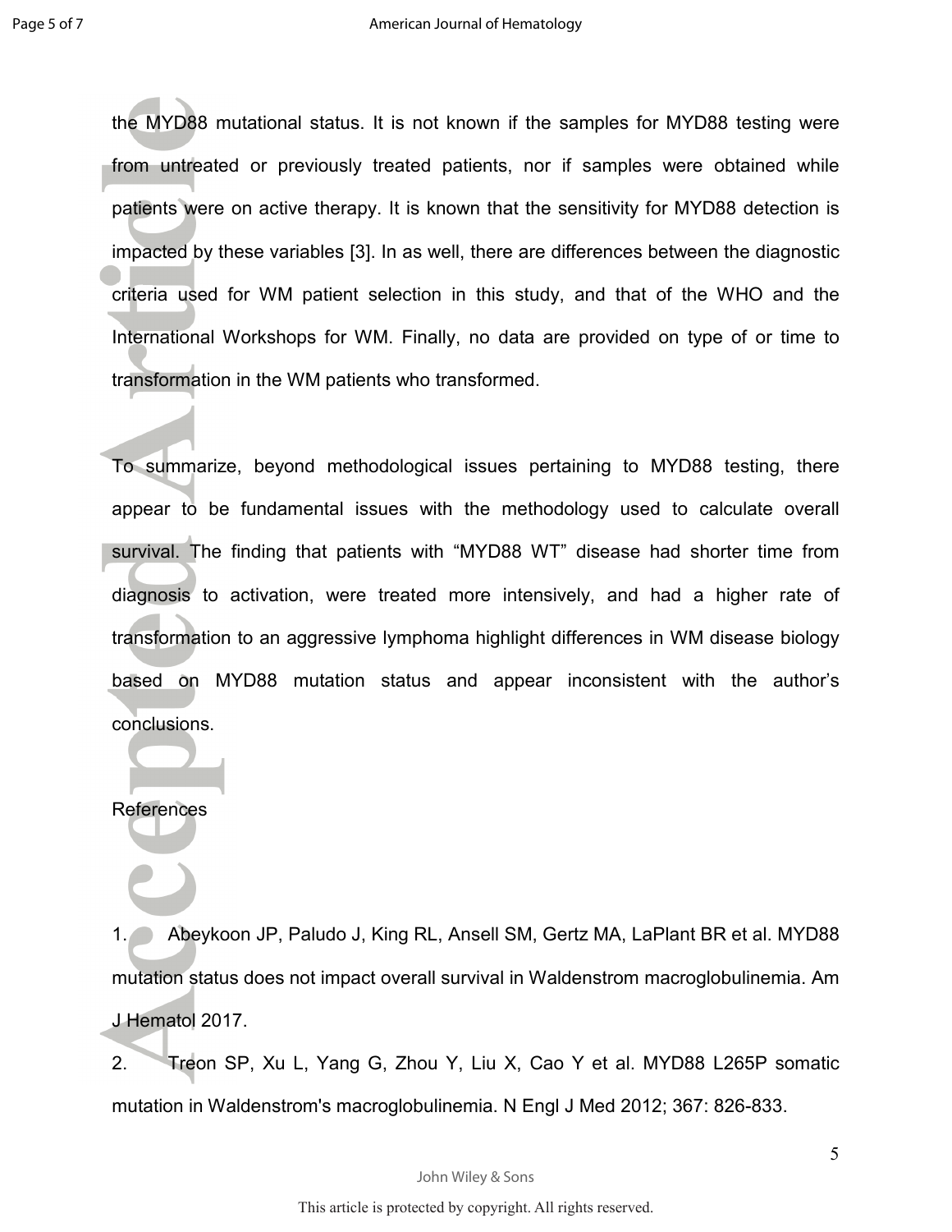the MYD88 mutational status. It is not known if the samples for MYD88 testing were from untreated or previously treated patients, nor if samples were obtained while patients were on active therapy. It is known that the sensitivity for MYD88 detection is impacted by these variables [3]. In as well, there are differences between the diagnostic criteria used for WM patient selection in this study, and that of the WHO and the International Workshops for WM. Finally, no data are provided on type of or time to transformation in the WM patients who transformed.

To summarize, beyond methodological issues pertaining to MYD88 testing, there appear to be fundamental issues with the methodology used to calculate overall survival. The finding that patients with "MYD88 WT" disease had shorter time from diagnosis to activation, were treated more intensively, and had a higher rate of transformation to an aggressive lymphoma highlight differences in WM disease biology based on MYD88 mutation status and appear inconsistent with the author's conclusions.

## References

1. Abeykoon JP, Paludo J, King RL, Ansell SM, Gertz MA, LaPlant BR et al. MYD88 mutation status does not impact overall survival in Waldenstrom macroglobulinemia. Am J Hematol 2017.
2. Treon SP, Xu L, Yang G, Zhou Y, Liu X, Cao Y et al. MYD88 L265P somatic mutation in Waldenstrom's macroglobulinemia. N Engl J Med 2012; 367: 826-833.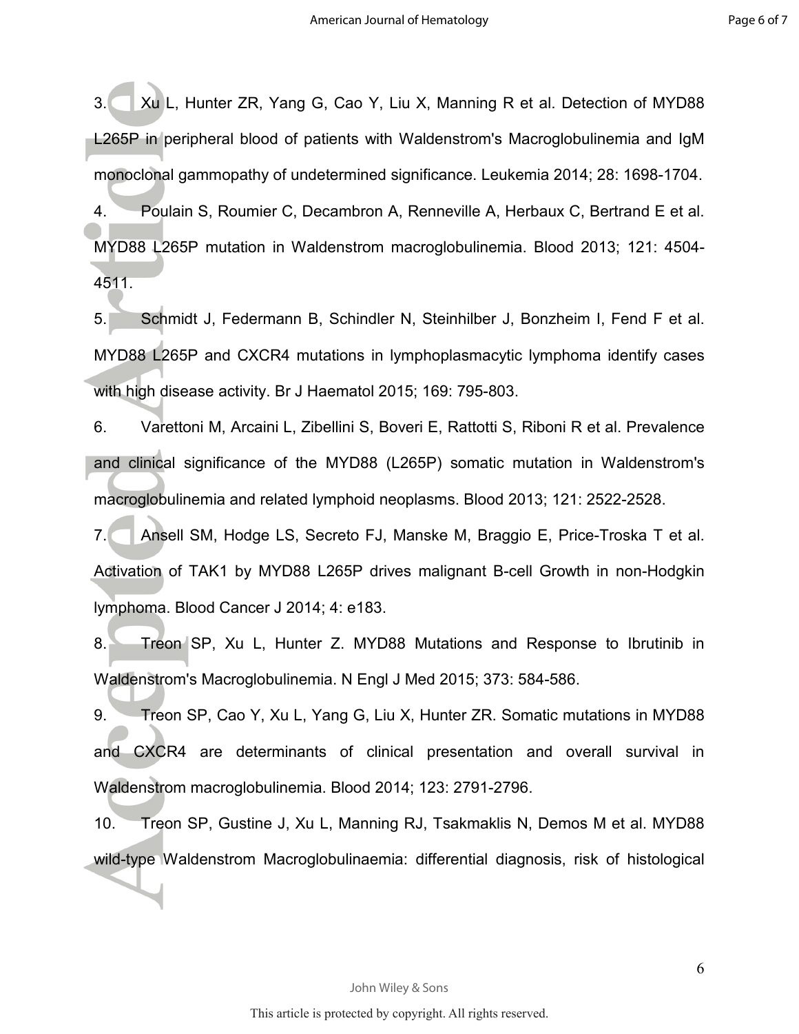3. Xu L, Hunter ZR, Yang G, Cao Y, Liu X, Manning R et al. Detection of MYD88 L265P in peripheral blood of patients with Waldenstrom's Macroglobulinemia and IgM monoclonal gammopathy of undetermined significance. Leukemia 2014; 28: 1698-1704.

4. Poulain S, Roumier C, Decambron A, Renneville A, Herbaux C, Bertrand E et al. MYD88 L265P mutation in Waldenstrom macroglobulinemia. Blood 2013; 121: 4504-4511.

5. Schmidt J, Federmann B, Schindler N, Steinhilber J, Bonzheim I, Fend F et al. MYD88 L265P and CXCR4 mutations in lymphoplasmacytic lymphoma identify cases with high disease activity. Br J Haematol 2015; 169: 795-803.

6. Varettoni M, Arcaini L, Zibellini S, Boveri E, Rattotti S, Riboni R et al. Prevalence and clinical significance of the MYD88 (L265P) somatic mutation in Waldenstrom's macroglobulinemia and related lymphoid neoplasms. Blood 2013; 121: 2522-2528.

7. Ansell SM, Hodge LS, Secreto FJ, Manske M, Braggio E, Price-Troska T et al. Activation of TAK1 by MYD88 L265P drives malignant B-cell Growth in non-Hodgkin lymphoma. Blood Cancer J 2014; 4: e183.

8. Treon SP, Xu L, Hunter Z. MYD88 Mutations and Response to Ibrutinib in Waldenstrom's Macroglobulinemia. N Engl J Med 2015; 373: 584-586.

9. Treon SP, Cao Y, Xu L, Yang G, Liu X, Hunter ZR. Somatic mutations in MYD88 and CXCR4 are determinants of clinical presentation and overall survival in Waldenstrom macroglobulinemia. Blood 2014; 123: 2791-2796.

10. Treon SP, Gustine J, Xu L, Manning RJ, Tsakmaklis N, Demos M et al. MYD88 wild-type Waldenstrom Macroglobulinaemia: differential diagnosis, risk of histological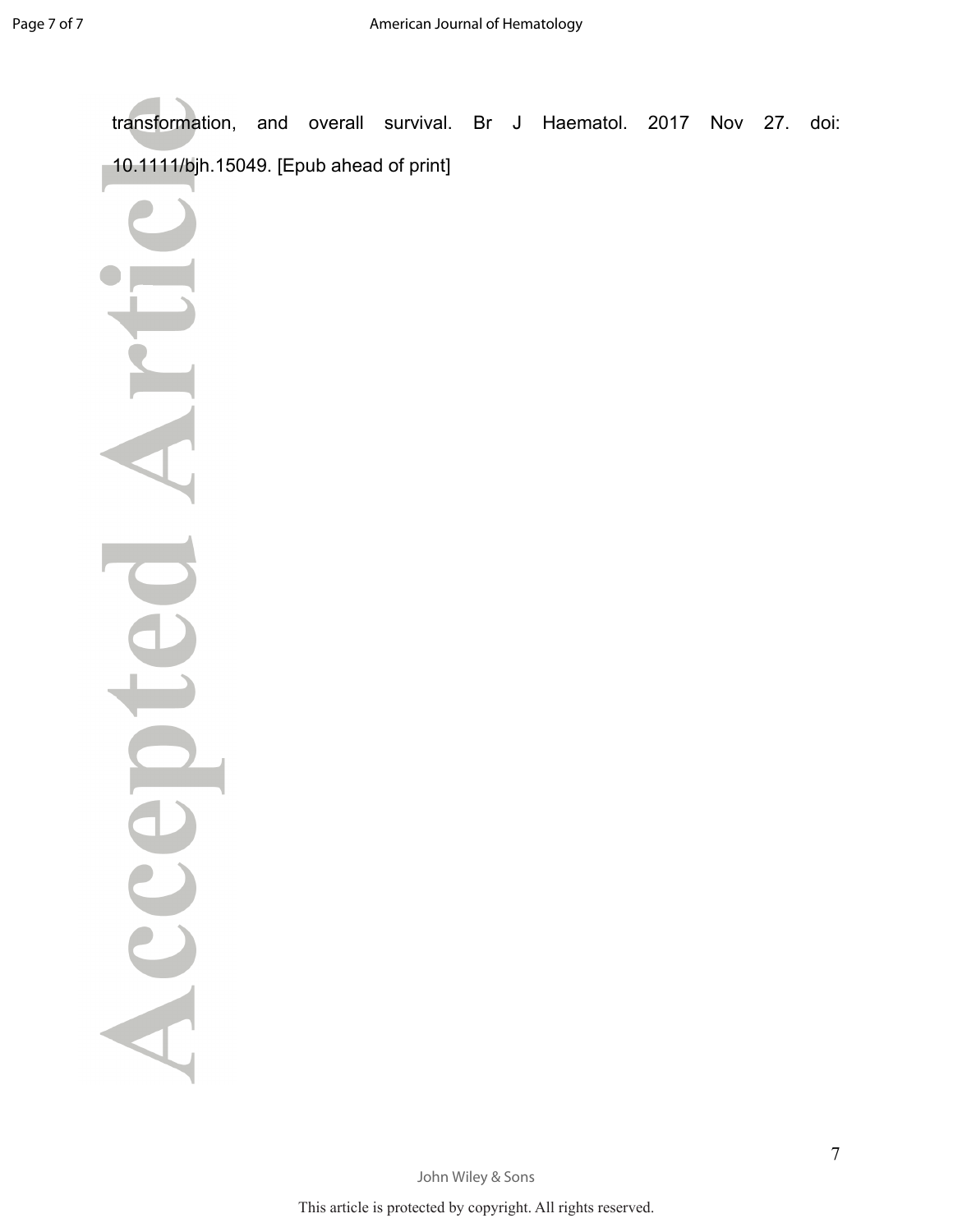transformation, and overall survival. Br J Haematol. 2017 Nov 27. doi: 10.1111/bjh.15049. [Epub ahead of print]